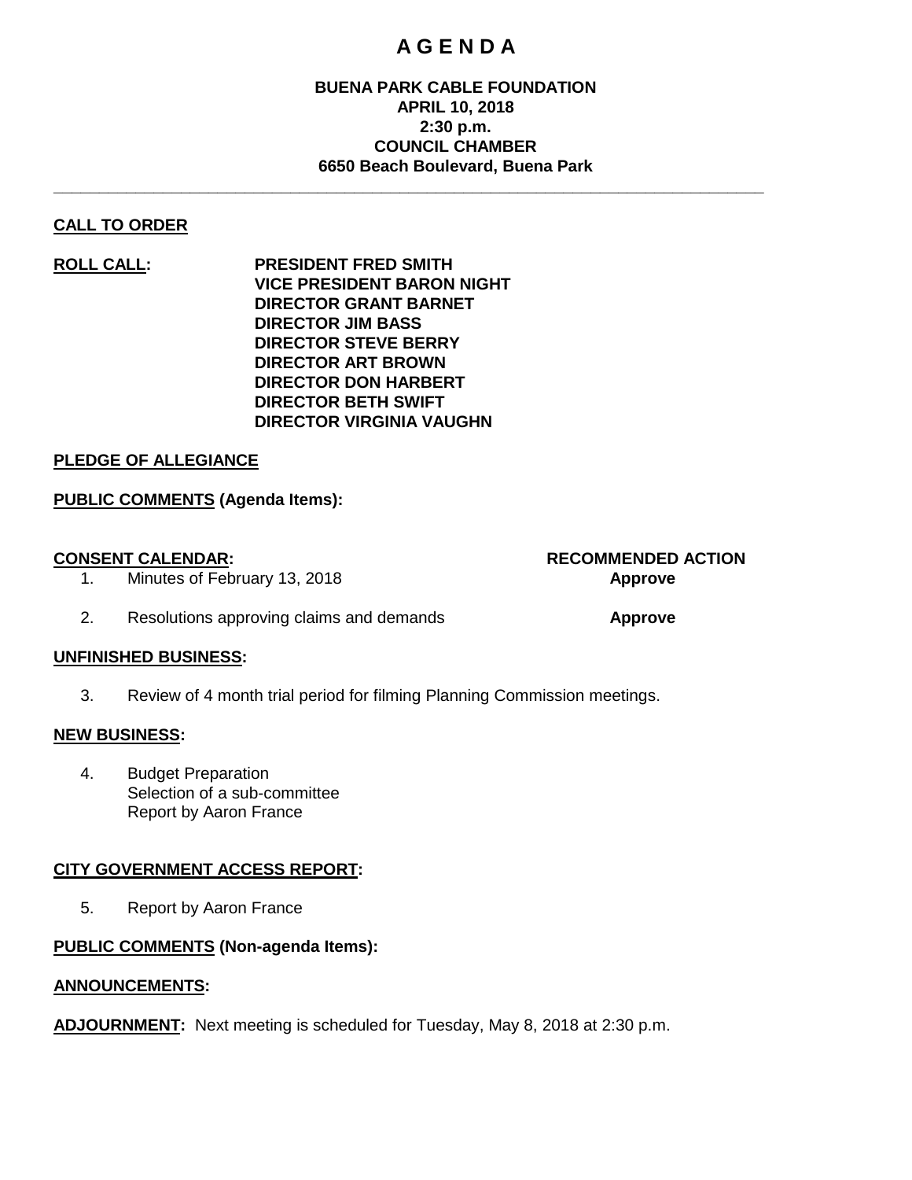# A G E N D A

**BUENA PARK CABLE FOUNDATION**
**APRIL 10, 2018**
**2:30 p.m.**
**COUNCIL CHAMBER**
**6650 Beach Boulevard, Buena Park**

---

**CALL TO ORDER**

**ROLL CALL:**

**PRESIDENT FRED SMITH**
**VICE PRESIDENT BARON NIGHT**
**DIRECTOR GRANT BARNET**
**DIRECTOR JIM BASS**
**DIRECTOR STEVE BERRY**
**DIRECTOR ART BROWN**
**DIRECTOR DON HARBERT**
**DIRECTOR BETH SWIFT**
**DIRECTOR VIRGINIA VAUGHN**

**PLEDGE OF ALLEGIANCE**

**PUBLIC COMMENTS (Agenda Items):**

| **CONSENT CALENDAR:** | **RECOMMENDED ACTION** |
|---|---|
| 1. Minutes of February 13, 2018 | **Approve** |
| 2. Resolutions approving claims and demands | **Approve** |

**UNFINISHED BUSINESS:**

3. Review of 4 month trial period for filming Planning Commission meetings.

**NEW BUSINESS:**

4. Budget Preparation
   Selection of a sub-committee
   Report by Aaron France

**CITY GOVERNMENT ACCESS REPORT:**

5. Report by Aaron France

**PUBLIC COMMENTS (Non-agenda Items):**

**ANNOUNCEMENTS:**

**ADJOURNMENT:** Next meeting is scheduled for Tuesday, May 8, 2018 at 2:30 p.m.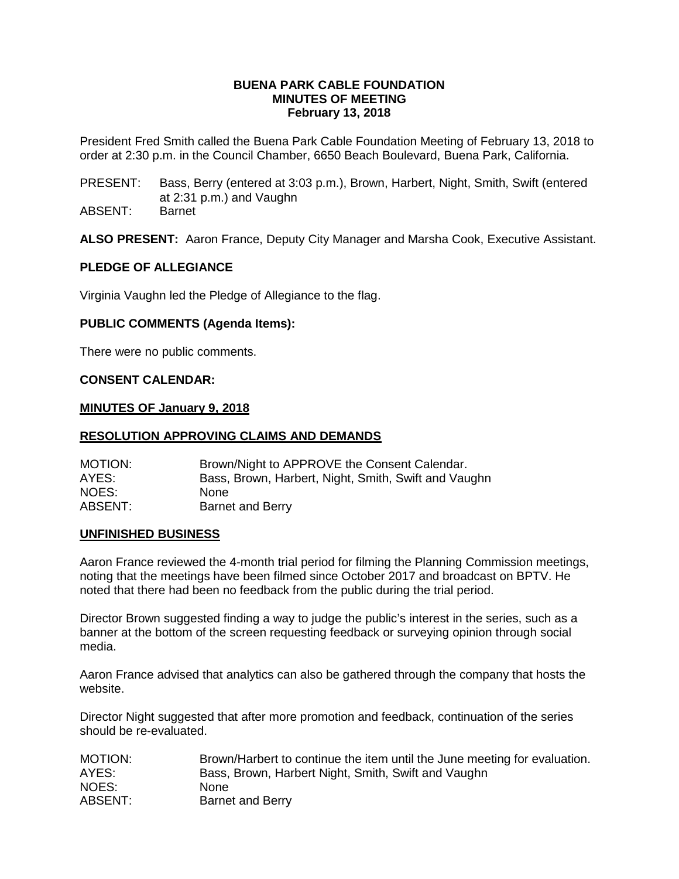**BUENA PARK CABLE FOUNDATION**
**MINUTES OF MEETING**
**February 13, 2018**

President Fred Smith called the Buena Park Cable Foundation Meeting of February 13, 2018 to order at 2:30 p.m. in the Council Chamber, 6650 Beach Boulevard, Buena Park, California.

PRESENT: Bass, Berry (entered at 3:03 p.m.), Brown, Harbert, Night, Smith, Swift (entered at 2:31 p.m.) and Vaughn
ABSENT: Barnet

**ALSO PRESENT:** Aaron France, Deputy City Manager and Marsha Cook, Executive Assistant.

## PLEDGE OF ALLEGIANCE

Virginia Vaughn led the Pledge of Allegiance to the flag.

## PUBLIC COMMENTS (Agenda Items):

There were no public comments.

## CONSENT CALENDAR:

**MINUTES OF January 9, 2018**

**RESOLUTION APPROVING CLAIMS AND DEMANDS**

MOTION: Brown/Night to APPROVE the Consent Calendar.
AYES: Bass, Brown, Harbert, Night, Smith, Swift and Vaughn
NOES: None
ABSENT: Barnet and Berry

## UNFINISHED BUSINESS

Aaron France reviewed the 4-month trial period for filming the Planning Commission meetings, noting that the meetings have been filmed since October 2017 and broadcast on BPTV. He noted that there had been no feedback from the public during the trial period.

Director Brown suggested finding a way to judge the public's interest in the series, such as a banner at the bottom of the screen requesting feedback or surveying opinion through social media.

Aaron France advised that analytics can also be gathered through the company that hosts the website.

Director Night suggested that after more promotion and feedback, continuation of the series should be re-evaluated.

MOTION: Brown/Harbert to continue the item until the June meeting for evaluation.
AYES: Bass, Brown, Harbert Night, Smith, Swift and Vaughn
NOES: None
ABSENT: Barnet and Berry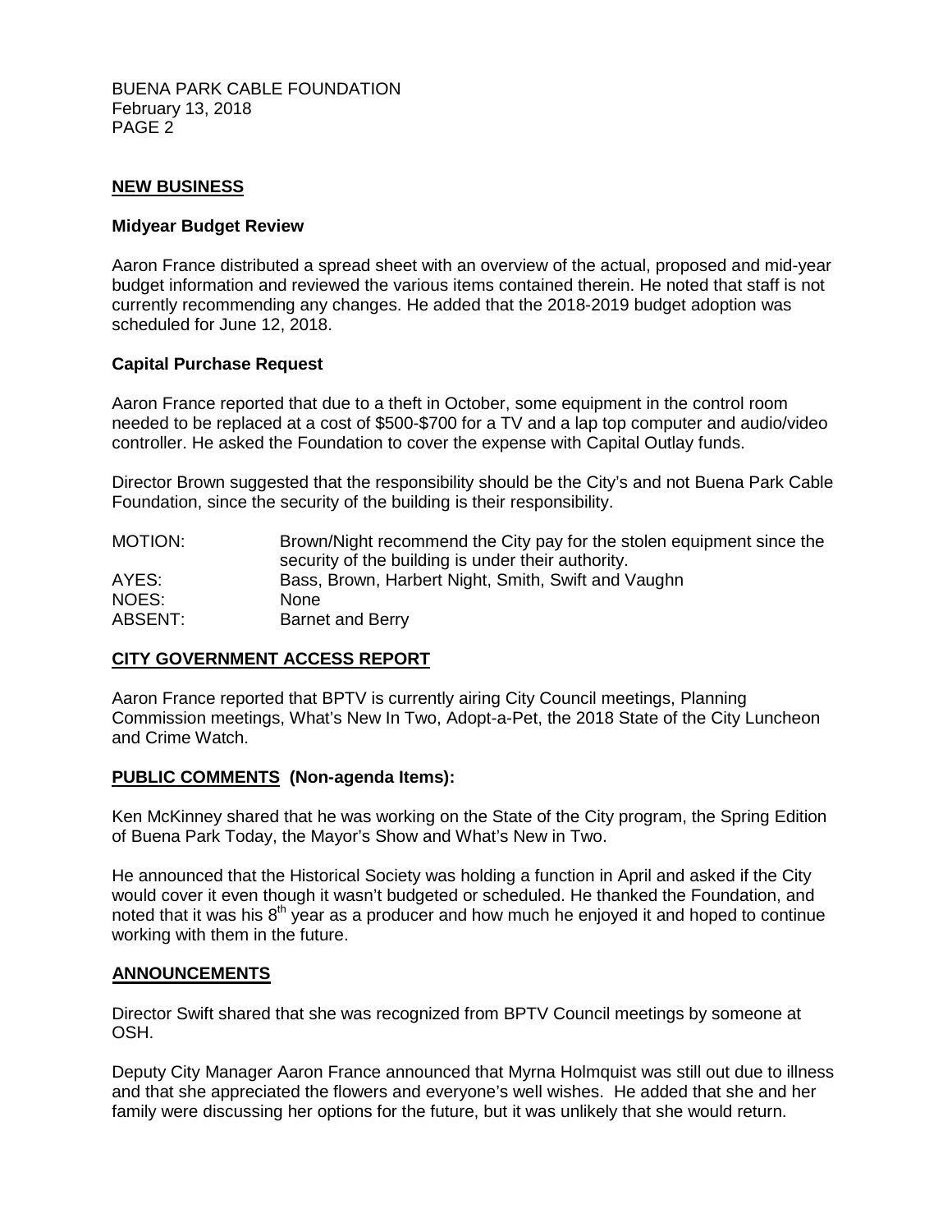## NEW BUSINESS

### Midyear Budget Review

Aaron France distributed a spread sheet with an overview of the actual, proposed and mid-year budget information and reviewed the various items contained therein. He noted that staff is not currently recommending any changes. He added that the 2018-2019 budget adoption was scheduled for June 12, 2018.

### Capital Purchase Request

Aaron France reported that due to a theft in October, some equipment in the control room needed to be replaced at a cost of $500-$700 for a TV and a lap top computer and audio/video controller. He asked the Foundation to cover the expense with Capital Outlay funds.

Director Brown suggested that the responsibility should be the City's and not Buena Park Cable Foundation, since the security of the building is their responsibility.

| | |
|---|---|
| MOTION: | Brown/Night recommend the City pay for the stolen equipment since the security of the building is under their authority. |
| AYES: | Bass, Brown, Harbert Night, Smith, Swift and Vaughn |
| NOES: | None |
| ABSENT: | Barnet and Berry |

## CITY GOVERNMENT ACCESS REPORT

Aaron France reported that BPTV is currently airing City Council meetings, Planning Commission meetings, What's New In Two, Adopt-a-Pet, the 2018 State of the City Luncheon and Crime Watch.

## PUBLIC COMMENTS (Non-agenda Items):

Ken McKinney shared that he was working on the State of the City program, the Spring Edition of Buena Park Today, the Mayor's Show and What's New in Two.

He announced that the Historical Society was holding a function in April and asked if the City would cover it even though it wasn't budgeted or scheduled. He thanked the Foundation, and noted that it was his 8th year as a producer and how much he enjoyed it and hoped to continue working with them in the future.

## ANNOUNCEMENTS

Director Swift shared that she was recognized from BPTV Council meetings by someone at OSH.

Deputy City Manager Aaron France announced that Myrna Holmquist was still out due to illness and that she appreciated the flowers and everyone's well wishes. He added that she and her family were discussing her options for the future, but it was unlikely that she would return.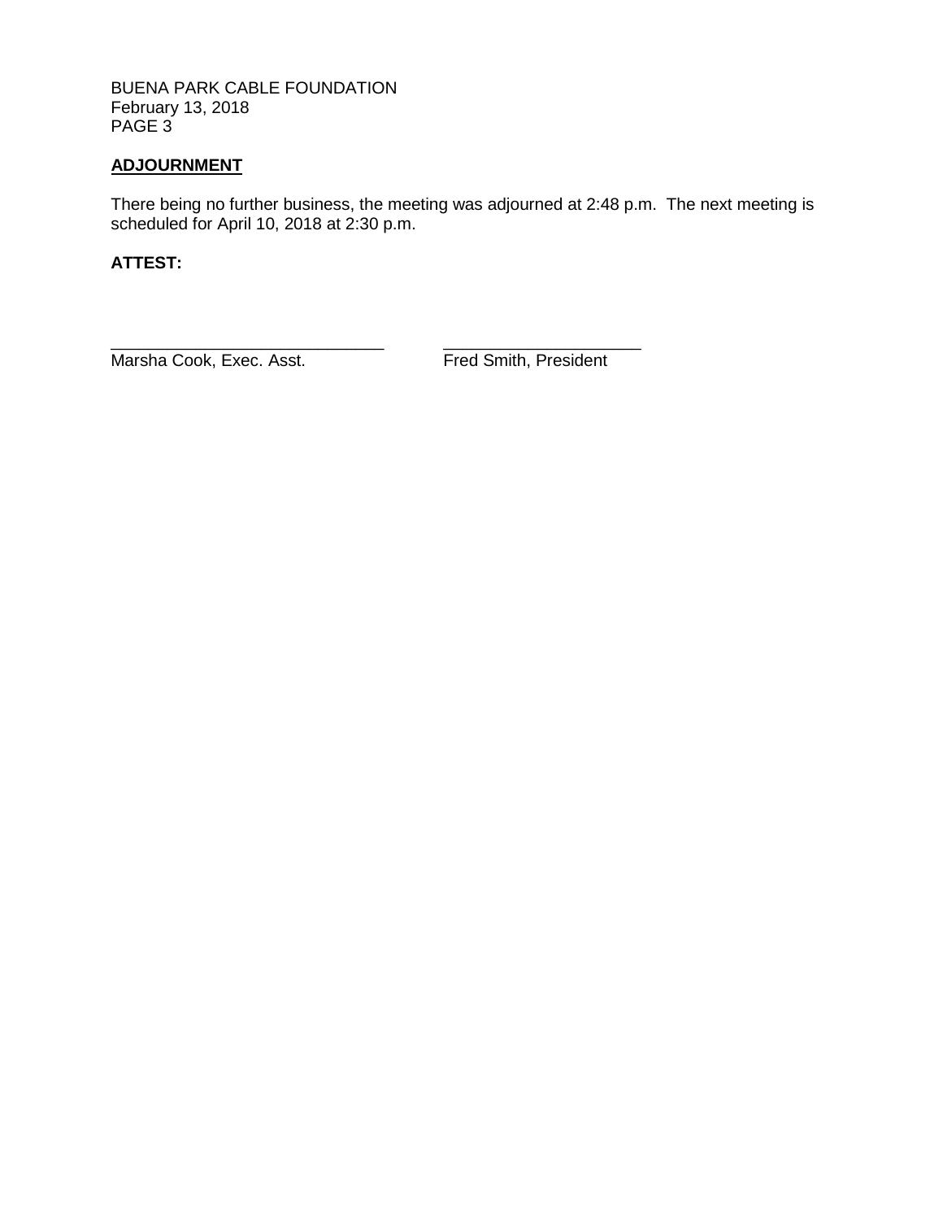## ADJOURNMENT

There being no further business, the meeting was adjourned at 2:48 p.m. The next meeting is scheduled for April 10, 2018 at 2:30 p.m.

**ATTEST:**

| | |
|---|---|
| ______________________________ | ______________________ |
| Marsha Cook, Exec. Asst. | Fred Smith, President |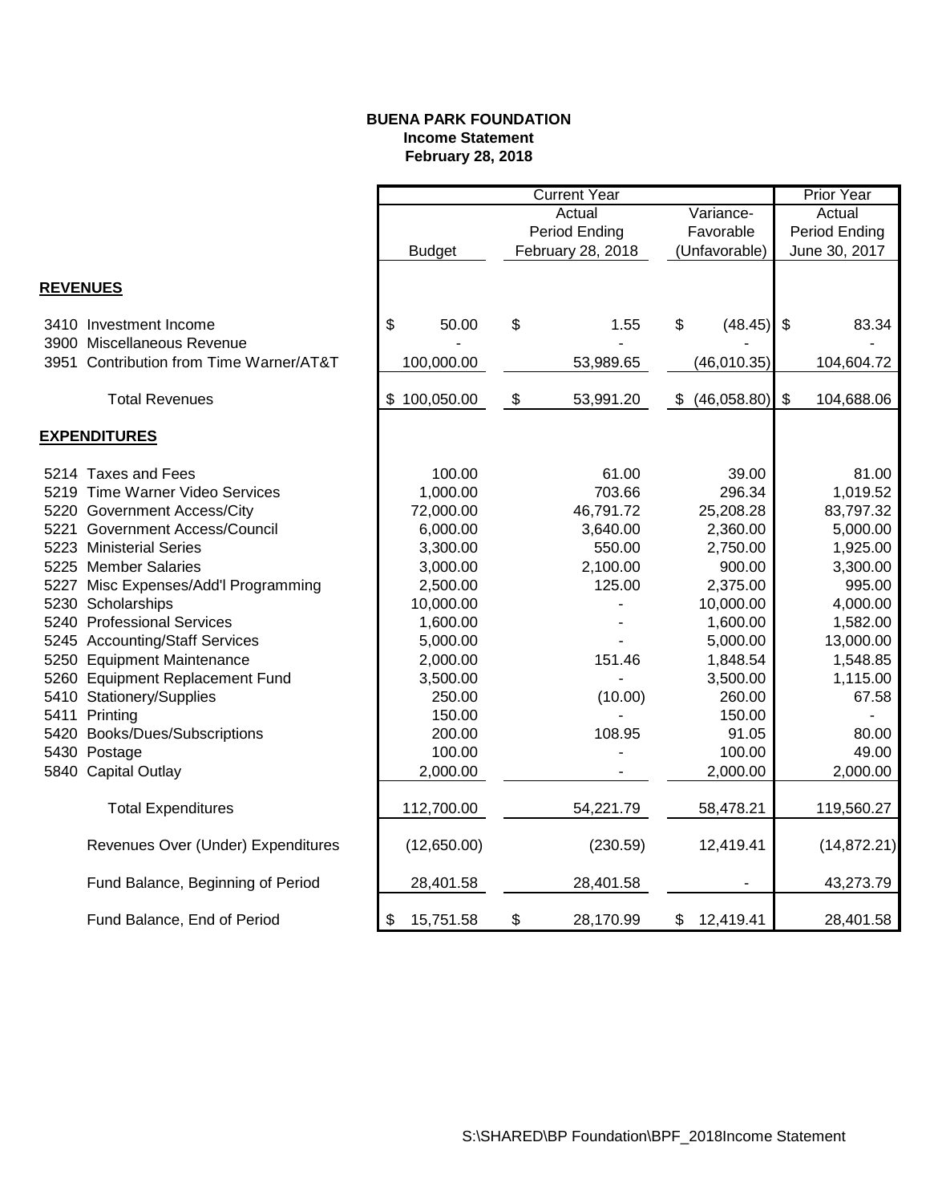**BUENA PARK FOUNDATION**
**Income Statement**
**February 28, 2018**

| | Current Year | | | Prior Year |
|---|---|---|---|---|
| | Budget | Actual Period Ending February 28, 2018 | Variance- Favorable (Unfavorable) | Actual Period Ending June 30, 2017 |
| **REVENUES** | | | | |
| 3410 Investment Income | $ 50.00 | $ 1.55 | $ (48.45) | $ 83.34 |
| 3900 Miscellaneous Revenue | - | - | - | - |
| 3951 Contribution from Time Warner/AT&T | 100,000.00 | 53,989.65 | (46,010.35) | 104,604.72 |
| Total Revenues | $ 100,050.00 | $ 53,991.20 | $ (46,058.80) | $ 104,688.06 |
| **EXPENDITURES** | | | | |
| 5214 Taxes and Fees | 100.00 | 61.00 | 39.00 | 81.00 |
| 5219 Time Warner Video Services | 1,000.00 | 703.66 | 296.34 | 1,019.52 |
| 5220 Government Access/City | 72,000.00 | 46,791.72 | 25,208.28 | 83,797.32 |
| 5221 Government Access/Council | 6,000.00 | 3,640.00 | 2,360.00 | 5,000.00 |
| 5223 Ministerial Series | 3,300.00 | 550.00 | 2,750.00 | 1,925.00 |
| 5225 Member Salaries | 3,000.00 | 2,100.00 | 900.00 | 3,300.00 |
| 5227 Misc Expenses/Add'l Programming | 2,500.00 | 125.00 | 2,375.00 | 995.00 |
| 5230 Scholarships | 10,000.00 | - | 10,000.00 | 4,000.00 |
| 5240 Professional Services | 1,600.00 | - | 1,600.00 | 1,582.00 |
| 5245 Accounting/Staff Services | 5,000.00 | - | 5,000.00 | 13,000.00 |
| 5250 Equipment Maintenance | 2,000.00 | 151.46 | 1,848.54 | 1,548.85 |
| 5260 Equipment Replacement Fund | 3,500.00 | - | 3,500.00 | 1,115.00 |
| 5410 Stationery/Supplies | 250.00 | (10.00) | 260.00 | 67.58 |
| 5411 Printing | 150.00 | - | 150.00 | - |
| 5420 Books/Dues/Subscriptions | 200.00 | 108.95 | 91.05 | 80.00 |
| 5430 Postage | 100.00 | - | 100.00 | 49.00 |
| 5840 Capital Outlay | 2,000.00 | - | 2,000.00 | 2,000.00 |
| Total Expenditures | 112,700.00 | 54,221.79 | 58,478.21 | 119,560.27 |
| Revenues Over (Under) Expenditures | (12,650.00) | (230.59) | 12,419.41 | (14,872.21) |
| Fund Balance, Beginning of Period | 28,401.58 | 28,401.58 | - | 43,273.79 |
| Fund Balance, End of Period | $ 15,751.58 | $ 28,170.99 | $ 12,419.41 | 28,401.58 |

S:\SHARED\BP Foundation\BPF_2018Income Statement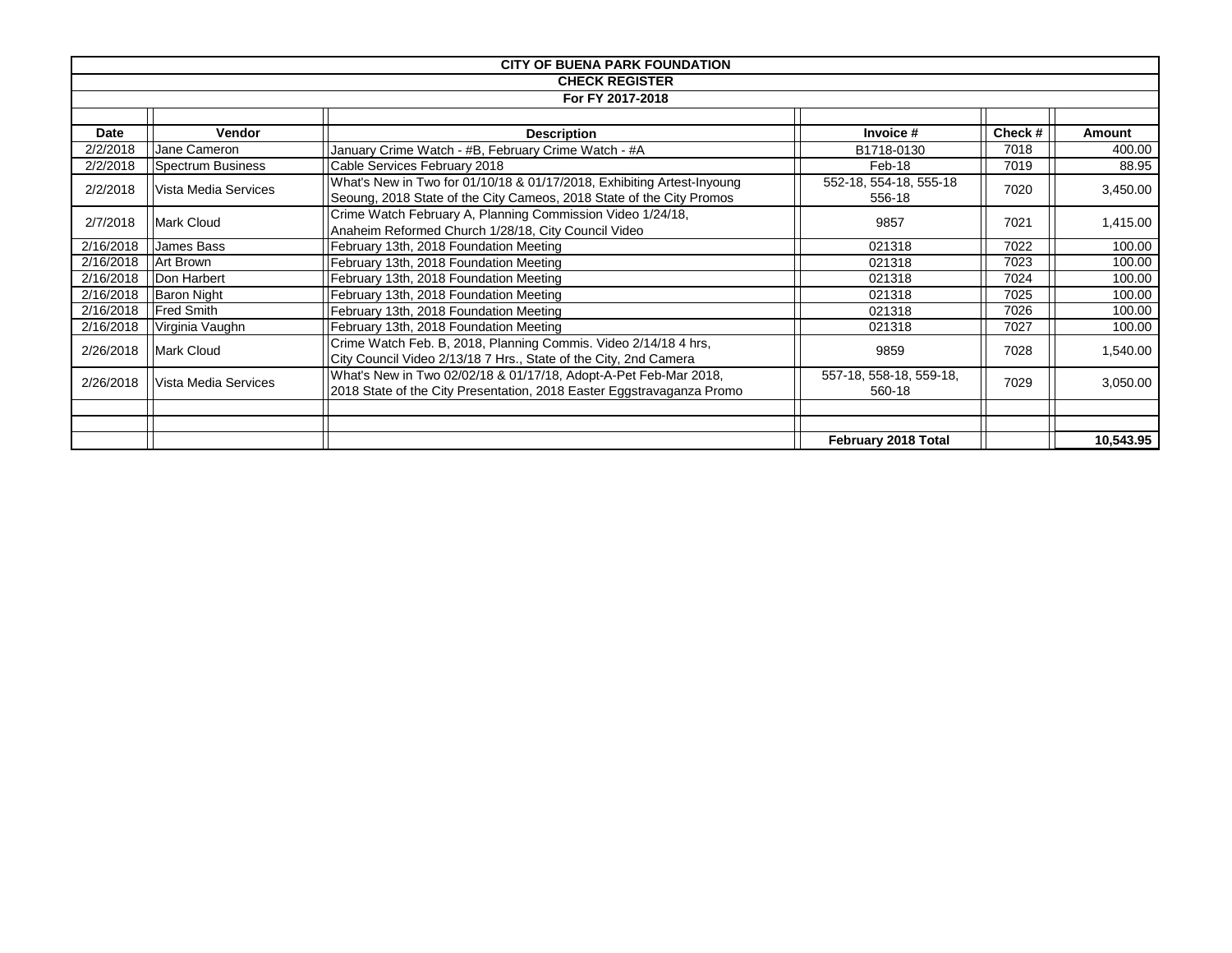**CITY OF BUENA PARK FOUNDATION**

**CHECK REGISTER**

**For FY 2017-2018**

| Date | Vendor | Description | Invoice # | Check # | Amount |
|---|---|---|---|---|---|
| 2/2/2018 | Jane Cameron | January Crime Watch - #B, February Crime Watch - #A | B1718-0130 | 7018 | 400.00 |
| 2/2/2018 | Spectrum Business | Cable Services February 2018 | Feb-18 | 7019 | 88.95 |
| 2/2/2018 | Vista Media Services | What's New in Two for 01/10/18 & 01/17/2018, Exhibiting Artest-Inyoung Seoung, 2018 State of the City Cameos, 2018 State of the City Promos | 552-18, 554-18, 555-18 556-18 | 7020 | 3,450.00 |
| 2/7/2018 | Mark Cloud | Crime Watch February A, Planning Commission Video 1/24/18, Anaheim Reformed Church 1/28/18, City Council Video | 9857 | 7021 | 1,415.00 |
| 2/16/2018 | James Bass | February 13th, 2018 Foundation Meeting | 021318 | 7022 | 100.00 |
| 2/16/2018 | Art Brown | February 13th, 2018 Foundation Meeting | 021318 | 7023 | 100.00 |
| 2/16/2018 | Don Harbert | February 13th, 2018 Foundation Meeting | 021318 | 7024 | 100.00 |
| 2/16/2018 | Baron Night | February 13th, 2018 Foundation Meeting | 021318 | 7025 | 100.00 |
| 2/16/2018 | Fred Smith | February 13th, 2018 Foundation Meeting | 021318 | 7026 | 100.00 |
| 2/16/2018 | Virginia Vaughn | February 13th, 2018 Foundation Meeting | 021318 | 7027 | 100.00 |
| 2/26/2018 | Mark Cloud | Crime Watch Feb. B, 2018, Planning Commis. Video 2/14/18 4 hrs, City Council Video 2/13/18 7 Hrs., State of the City, 2nd Camera | 9859 | 7028 | 1,540.00 |
| 2/26/2018 | Vista Media Services | What's New in Two 02/02/18 & 01/17/18, Adopt-A-Pet Feb-Mar 2018, 2018 State of the City Presentation, 2018 Easter Eggstravaganza Promo | 557-18, 558-18, 559-18, 560-18 | 7029 | 3,050.00 |
| | | | | | |
| | | | | | |
| | | | **February 2018 Total** | | **10,543.95** |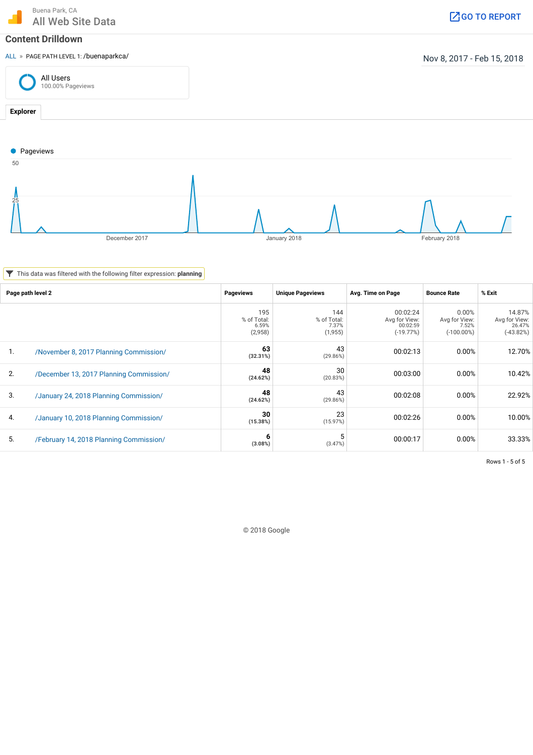Buena Park, CA

# All Web Site Data

GO TO REPORT

## Content Drilldown

ALL » PAGE PATH LEVEL 1: /buenaparkca/

Nov 8, 2017 - Feb 15, 2018

All Users
100.00% Pageviews

**Explorer**

Pageviews

50

25

December 2017

January 2018

February 2018

This data was filtered with the following filter expression: **planning**

| | Page path level 2 | Pageviews | Unique Pageviews | Avg. Time on Page | Bounce Rate | % Exit |
|---|---|---|---|---|---|---|
| | | 195<br>% of Total:<br>6.59%<br>(2,958) | 144<br>% of Total:<br>7.37%<br>(1,955) | 00:02:24<br>Avg for View:<br>00:02:59<br>(-19.77%) | 0.00%<br>Avg for View:<br>7.52%<br>(-100.00%) | 14.87%<br>Avg for View:<br>26.47%<br>(-43.82%) |
| 1. | /November 8, 2017 Planning Commission/ | **63**<br>**(32.31%)** | 43<br>(29.86%) | 00:02:13 | 0.00% | 12.70% |
| 2. | /December 13, 2017 Planning Commission/ | **48**<br>**(24.62%)** | 30<br>(20.83%) | 00:03:00 | 0.00% | 10.42% |
| 3. | /January 24, 2018 Planning Commission/ | **48**<br>**(24.62%)** | 43<br>(29.86%) | 00:02:08 | 0.00% | 22.92% |
| 4. | /January 10, 2018 Planning Commission/ | **30**<br>**(15.38%)** | 23<br>(15.97%) | 00:02:26 | 0.00% | 10.00% |
| 5. | /February 14, 2018 Planning Commission/ | **6**<br>**(3.08%)** | 5<br>(3.47%) | 00:00:17 | 0.00% | 33.33% |

Rows 1 - 5 of 5

© 2018 Google